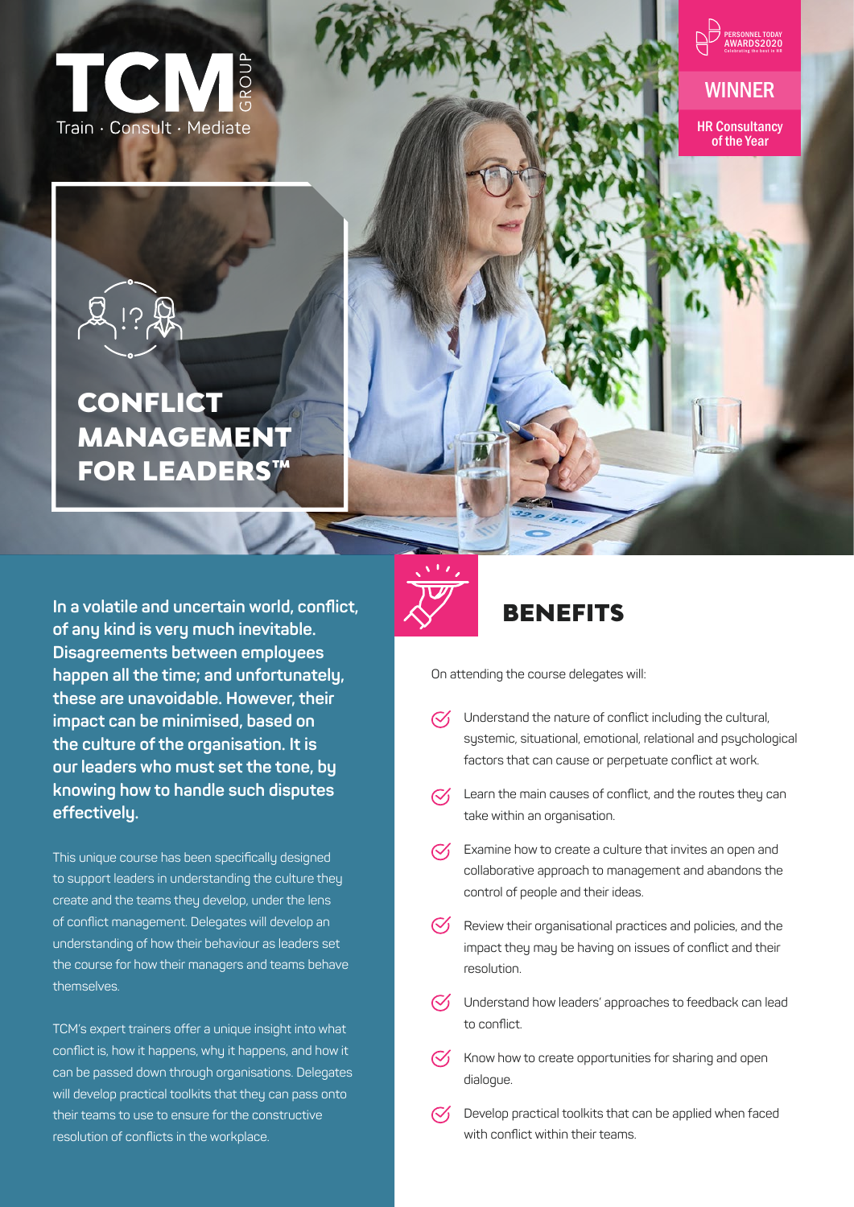TCM GROUP

Train · Consult · Mediate

PERSONNEL TODAY AWARDS2020
Celebrating the best in HR

WINNER

HR Consultancy of the Year

# CONFLICT MANAGEMENT FOR LEADERS™

**In a volatile and uncertain world, conflict, of any kind is very much inevitable. Disagreements between employees happen all the time; and unfortunately, these are unavoidable. However, their impact can be minimised, based on the culture of the organisation. It is our leaders who must set the tone, by knowing how to handle such disputes effectively.**

This unique course has been specifically designed to support leaders in understanding the culture they create and the teams they develop, under the lens of conflict management. Delegates will develop an understanding of how their behaviour as leaders set the course for how their managers and teams behave themselves.

TCM's expert trainers offer a unique insight into what conflict is, how it happens, why it happens, and how it can be passed down through organisations. Delegates will develop practical toolkits that they can pass onto their teams to use to ensure for the constructive resolution of conflicts in the workplace.

## BENEFITS

On attending the course delegates will:

- Understand the nature of conflict including the cultural, systemic, situational, emotional, relational and psychological factors that can cause or perpetuate conflict at work.
- Learn the main causes of conflict, and the routes they can take within an organisation.
- Examine how to create a culture that invites an open and collaborative approach to management and abandons the control of people and their ideas.
- Review their organisational practices and policies, and the impact they may be having on issues of conflict and their resolution.
- Understand how leaders' approaches to feedback can lead to conflict.
- Know how to create opportunities for sharing and open dialogue.
- Develop practical toolkits that can be applied when faced with conflict within their teams.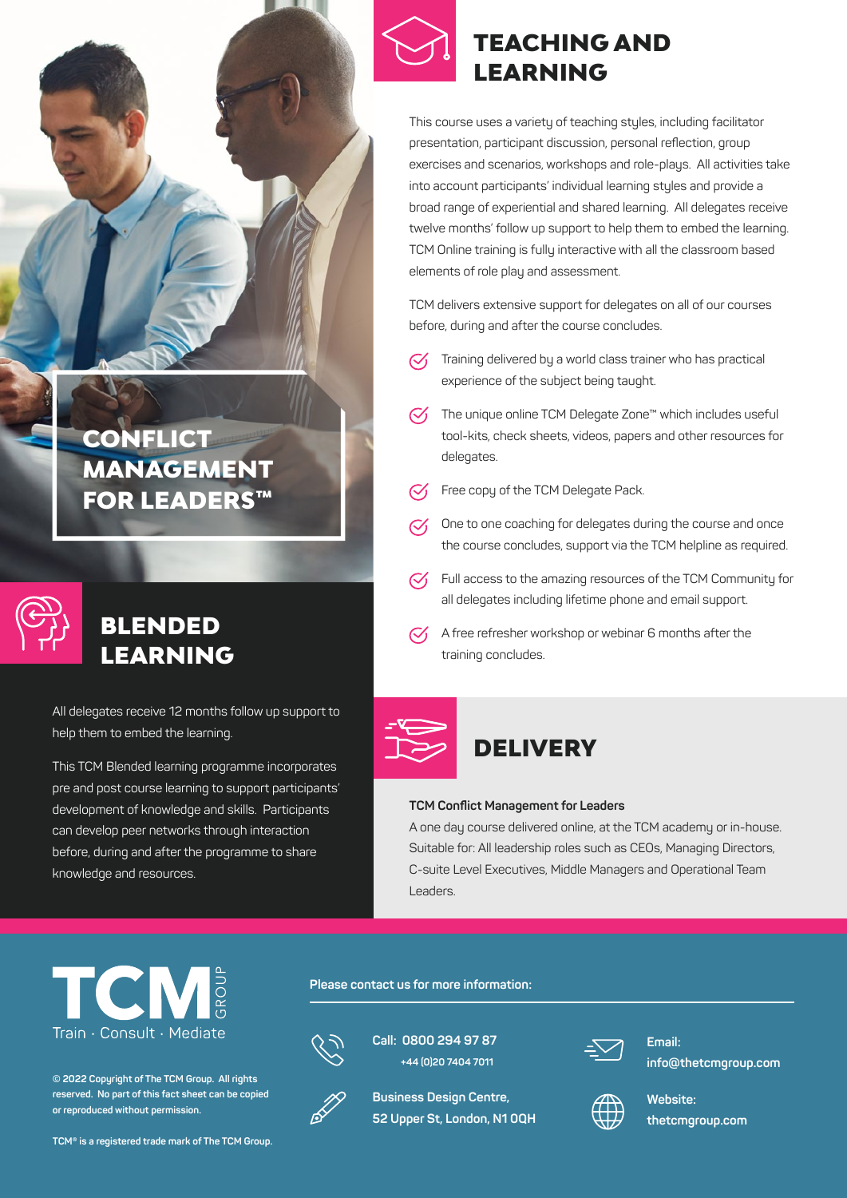# CONFLICT MANAGEMENT FOR LEADERS™

## BLENDED LEARNING

All delegates receive 12 months follow up support to help them to embed the learning.

This TCM Blended learning programme incorporates pre and post course learning to support participants' development of knowledge and skills. Participants can develop peer networks through interaction before, during and after the programme to share knowledge and resources.

## TEACHING AND LEARNING

This course uses a variety of teaching styles, including facilitator presentation, participant discussion, personal reflection, group exercises and scenarios, workshops and role-plays. All activities take into account participants' individual learning styles and provide a broad range of experiential and shared learning. All delegates receive twelve months' follow up support to help them to embed the learning. TCM Online training is fully interactive with all the classroom based elements of role play and assessment.

TCM delivers extensive support for delegates on all of our courses before, during and after the course concludes.

- Training delivered by a world class trainer who has practical experience of the subject being taught.
- The unique online TCM Delegate Zone™ which includes useful tool-kits, check sheets, videos, papers and other resources for delegates.
- Free copy of the TCM Delegate Pack.
- One to one coaching for delegates during the course and once the course concludes, support via the TCM helpline as required.
- Full access to the amazing resources of the TCM Community for all delegates including lifetime phone and email support.
- A free refresher workshop or webinar 6 months after the training concludes.

## DELIVERY

**TCM Conflict Management for Leaders**
A one day course delivered online, at the TCM academy or in-house. Suitable for: All leadership roles such as CEOs, Managing Directors, C-suite Level Executives, Middle Managers and Operational Team Leaders.

TCM GROUP
Train · Consult · Mediate

**© 2022 Copyright of The TCM Group. All rights reserved. No part of this fact sheet can be copied or reproduced without permission.**

**TCM® is a registered trade mark of The TCM Group.**

**Please contact us for more information:**

**Call: 0800 294 97 87**
**+44 (0)20 7404 7011**

**Business Design Centre, 52 Upper St, London, N1 0QH**

**Email: info@thetcmgroup.com**

**Website: thetcmgroup.com**